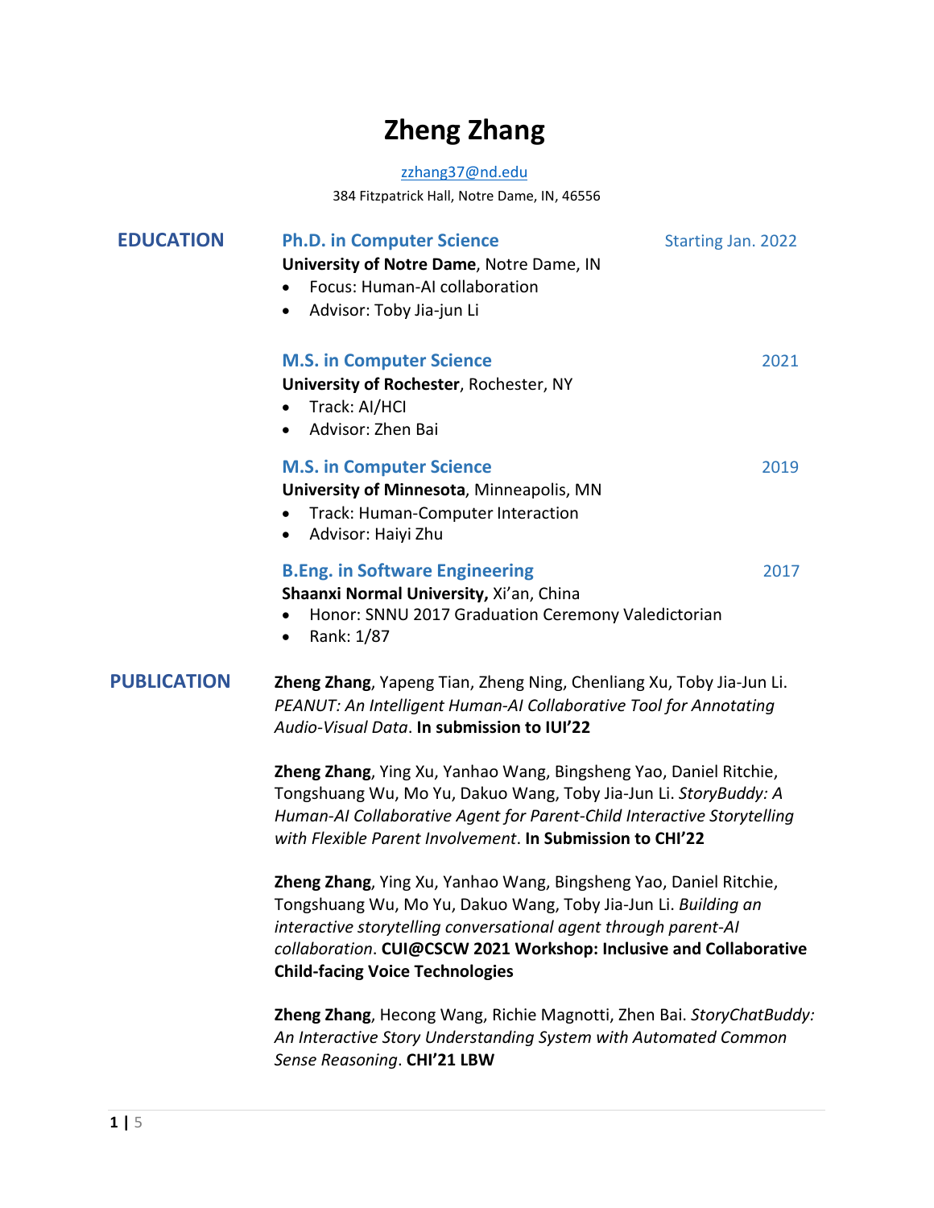# Zheng Zhang

zzhang37@nd.edu

384 Fitzpatrick Hall, Notre Dame, IN, 46556

## EDUCATION

### Ph.D. in Computer Science — Starting Jan. 2022

**University of Notre Dame**, Notre Dame, IN

- Focus: Human-AI collaboration
- Advisor: Toby Jia-jun Li

### M.S. in Computer Science — 2021

**University of Rochester**, Rochester, NY

- Track: AI/HCI
- Advisor: Zhen Bai

### M.S. in Computer Science — 2019

**University of Minnesota**, Minneapolis, MN

- Track: Human-Computer Interaction
- Advisor: Haiyi Zhu

### B.Eng. in Software Engineering — 2017

**Shaanxi Normal University,** Xi'an, China

- Honor: SNNU 2017 Graduation Ceremony Valedictorian
- Rank: 1/87

## PUBLICATION

**Zheng Zhang**, Yapeng Tian, Zheng Ning, Chenliang Xu, Toby Jia-Jun Li. *PEANUT: An Intelligent Human-AI Collaborative Tool for Annotating Audio-Visual Data*. **In submission to IUI'22**

**Zheng Zhang**, Ying Xu, Yanhao Wang, Bingsheng Yao, Daniel Ritchie, Tongshuang Wu, Mo Yu, Dakuo Wang, Toby Jia-Jun Li. *StoryBuddy: A Human-AI Collaborative Agent for Parent-Child Interactive Storytelling with Flexible Parent Involvement*. **In Submission to CHI'22**

**Zheng Zhang**, Ying Xu, Yanhao Wang, Bingsheng Yao, Daniel Ritchie, Tongshuang Wu, Mo Yu, Dakuo Wang, Toby Jia-Jun Li. *Building an interactive storytelling conversational agent through parent-AI collaboration*. **CUI@CSCW 2021 Workshop: Inclusive and Collaborative Child-facing Voice Technologies**

**Zheng Zhang**, Hecong Wang, Richie Magnotti, Zhen Bai. *StoryChatBuddy: An Interactive Story Understanding System with Automated Common Sense Reasoning*. **CHI'21 LBW**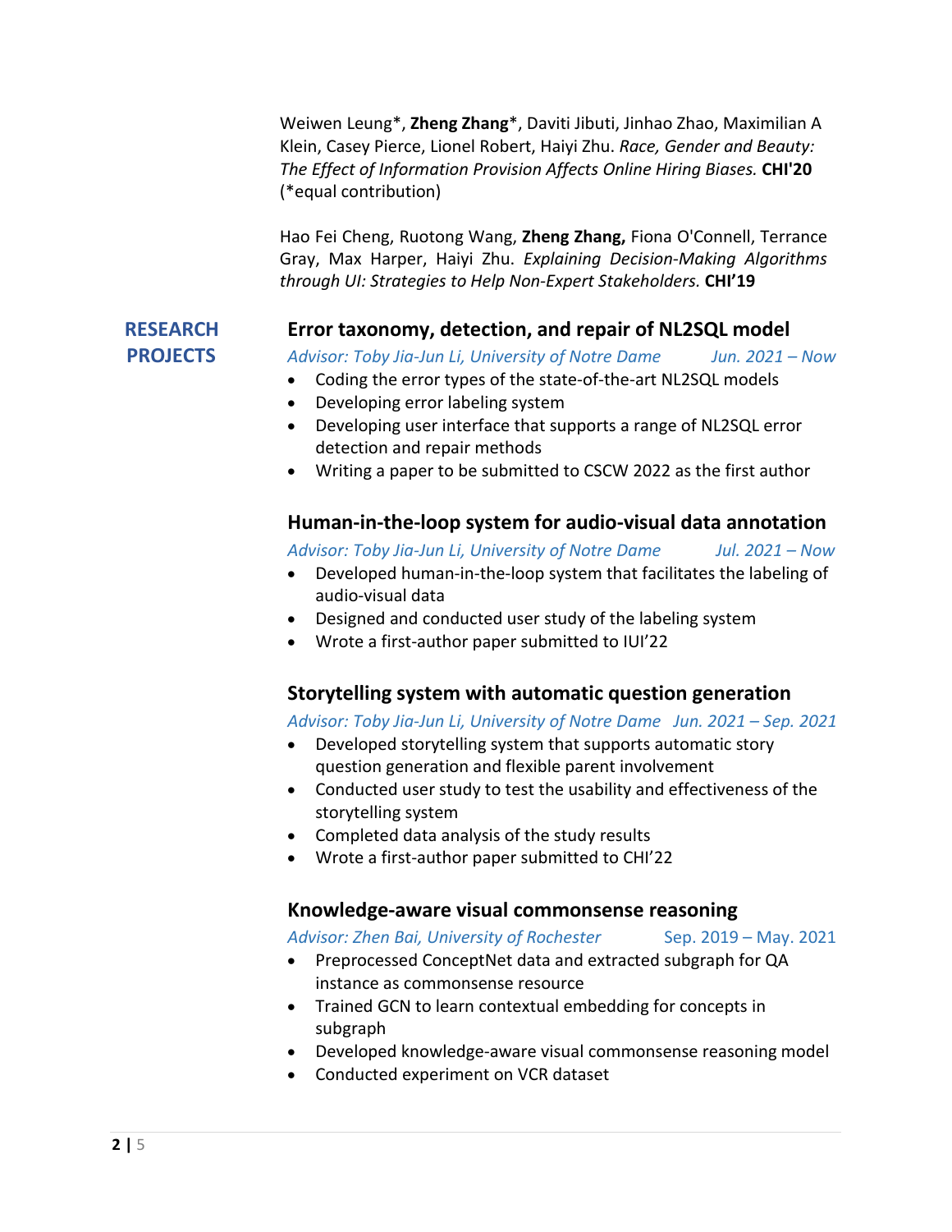Weiwen Leung*, **Zheng Zhang***, Daviti Jibuti, Jinhao Zhao, Maximilian A Klein, Casey Pierce, Lionel Robert, Haiyi Zhu. *Race, Gender and Beauty: The Effect of Information Provision Affects Online Hiring Biases.* **CHI'20** (*equal contribution)

Hao Fei Cheng, Ruotong Wang, **Zheng Zhang,** Fiona O'Connell, Terrance Gray, Max Harper, Haiyi Zhu. *Explaining Decision-Making Algorithms through UI: Strategies to Help Non-Expert Stakeholders.* **CHI'19**

## RESEARCH PROJECTS

### Error taxonomy, detection, and repair of NL2SQL model

*Advisor: Toby Jia-Jun Li, University of Notre Dame* *Jun. 2021 – Now*

- Coding the error types of the state-of-the-art NL2SQL models
- Developing error labeling system
- Developing user interface that supports a range of NL2SQL error detection and repair methods
- Writing a paper to be submitted to CSCW 2022 as the first author

### Human-in-the-loop system for audio-visual data annotation

*Advisor: Toby Jia-Jun Li, University of Notre Dame* *Jul. 2021 – Now*

- Developed human-in-the-loop system that facilitates the labeling of audio-visual data
- Designed and conducted user study of the labeling system
- Wrote a first-author paper submitted to IUI'22

### Storytelling system with automatic question generation

*Advisor: Toby Jia-Jun Li, University of Notre Dame* *Jun. 2021 – Sep. 2021*

- Developed storytelling system that supports automatic story question generation and flexible parent involvement
- Conducted user study to test the usability and effectiveness of the storytelling system
- Completed data analysis of the study results
- Wrote a first-author paper submitted to CHI'22

### Knowledge-aware visual commonsense reasoning

*Advisor: Zhen Bai, University of Rochester* Sep. 2019 – May. 2021

- Preprocessed ConceptNet data and extracted subgraph for QA instance as commonsense resource
- Trained GCN to learn contextual embedding for concepts in subgraph
- Developed knowledge-aware visual commonsense reasoning model
- Conducted experiment on VCR dataset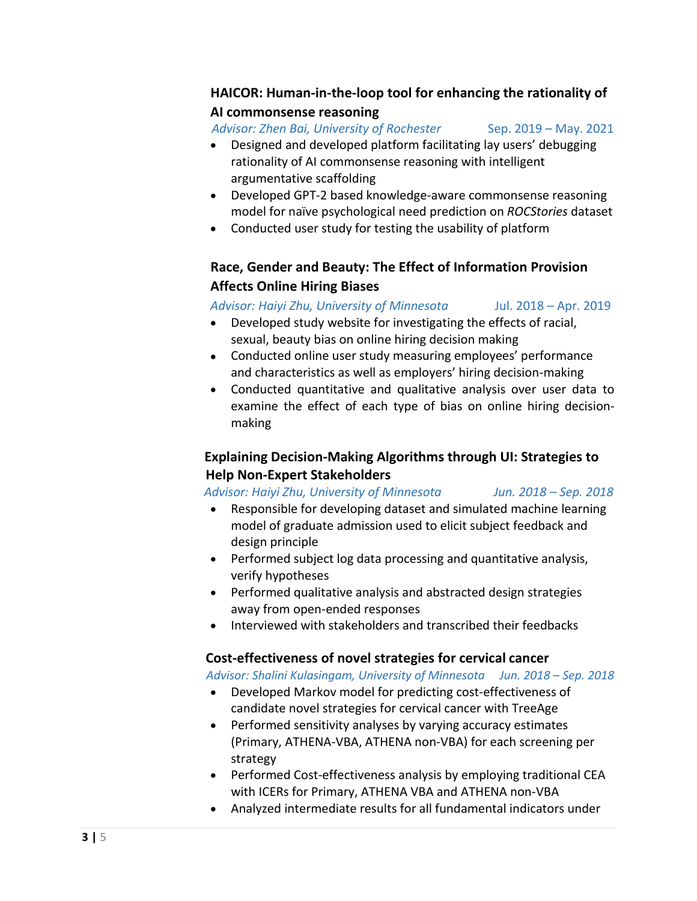### HAICOR: Human-in-the-loop tool for enhancing the rationality of AI commonsense reasoning

*Advisor: Zhen Bai, University of Rochester* Sep. 2019 – May. 2021

- Designed and developed platform facilitating lay users' debugging rationality of AI commonsense reasoning with intelligent argumentative scaffolding
- Developed GPT-2 based knowledge-aware commonsense reasoning model for naïve psychological need prediction on *ROCStories* dataset
- Conducted user study for testing the usability of platform

### Race, Gender and Beauty: The Effect of Information Provision Affects Online Hiring Biases

*Advisor: Haiyi Zhu, University of Minnesota* Jul. 2018 – Apr. 2019

- Developed study website for investigating the effects of racial, sexual, beauty bias on online hiring decision making
- Conducted online user study measuring employees' performance and characteristics as well as employers' hiring decision-making
- Conducted quantitative and qualitative analysis over user data to examine the effect of each type of bias on online hiring decision-making

### Explaining Decision-Making Algorithms through UI: Strategies to Help Non-Expert Stakeholders

*Advisor: Haiyi Zhu, University of Minnesota* *Jun. 2018 – Sep. 2018*

- Responsible for developing dataset and simulated machine learning model of graduate admission used to elicit subject feedback and design principle
- Performed subject log data processing and quantitative analysis, verify hypotheses
- Performed qualitative analysis and abstracted design strategies away from open-ended responses
- Interviewed with stakeholders and transcribed their feedbacks

### Cost-effectiveness of novel strategies for cervical cancer

*Advisor: Shalini Kulasingam, University of Minnesota* *Jun. 2018 – Sep. 2018*

- Developed Markov model for predicting cost-effectiveness of candidate novel strategies for cervical cancer with TreeAge
- Performed sensitivity analyses by varying accuracy estimates (Primary, ATHENA-VBA, ATHENA non-VBA) for each screening per strategy
- Performed Cost-effectiveness analysis by employing traditional CEA with ICERs for Primary, ATHENA VBA and ATHENA non-VBA
- Analyzed intermediate results for all fundamental indicators under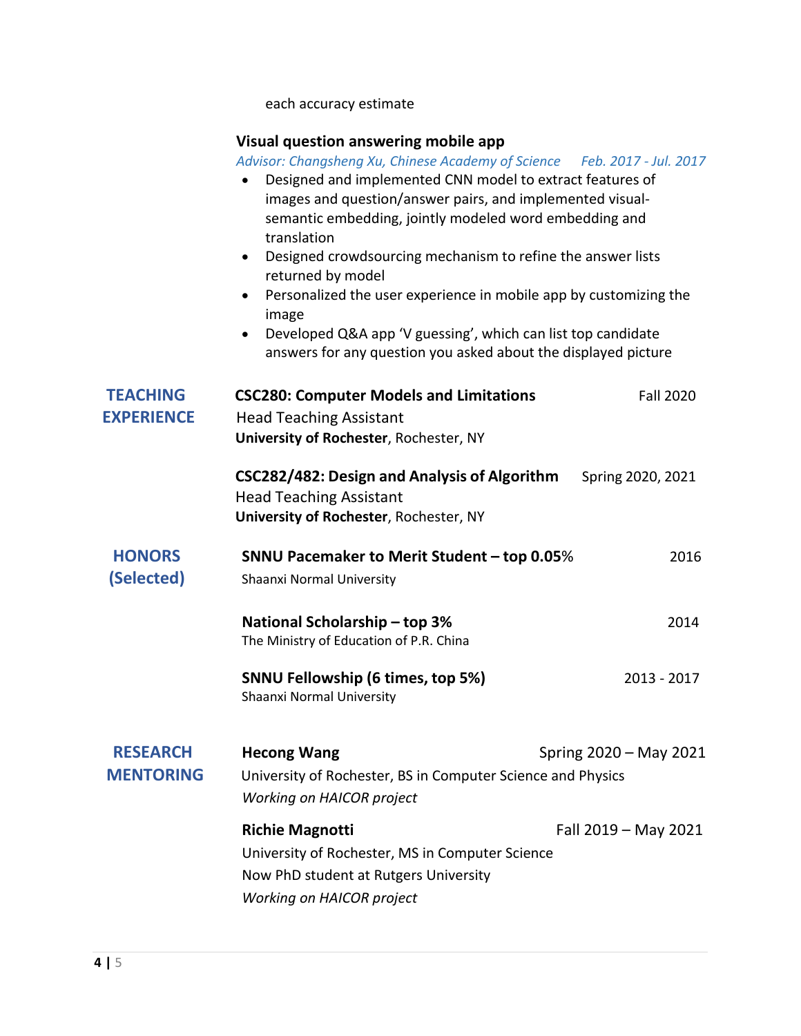each accuracy estimate

### Visual question answering mobile app

*Advisor: Changsheng Xu, Chinese Academy of Science* *Feb. 2017 - Jul. 2017*

- Designed and implemented CNN model to extract features of images and question/answer pairs, and implemented visual-semantic embedding, jointly modeled word embedding and translation
- Designed crowdsourcing mechanism to refine the answer lists returned by model
- Personalized the user experience in mobile app by customizing the image
- Developed Q&A app 'V guessing', which can list top candidate answers for any question you asked about the displayed picture

## TEACHING EXPERIENCE

**CSC280: Computer Models and Limitations** Fall 2020
Head Teaching Assistant
**University of Rochester**, Rochester, NY

**CSC282/482: Design and Analysis of Algorithm** Spring 2020, 2021
Head Teaching Assistant
**University of Rochester**, Rochester, NY

## HONORS (Selected)

**SNNU Pacemaker to Merit Student – top 0.05%** 2016
Shaanxi Normal University

**National Scholarship – top 3%** 2014
The Ministry of Education of P.R. China

**SNNU Fellowship (6 times, top 5%)** 2013 - 2017
Shaanxi Normal University

## RESEARCH MENTORING

**Hecong Wang** Spring 2020 – May 2021
University of Rochester, BS in Computer Science and Physics
*Working on HAICOR project*

**Richie Magnotti** Fall 2019 – May 2021
University of Rochester, MS in Computer Science
Now PhD student at Rutgers University
*Working on HAICOR project*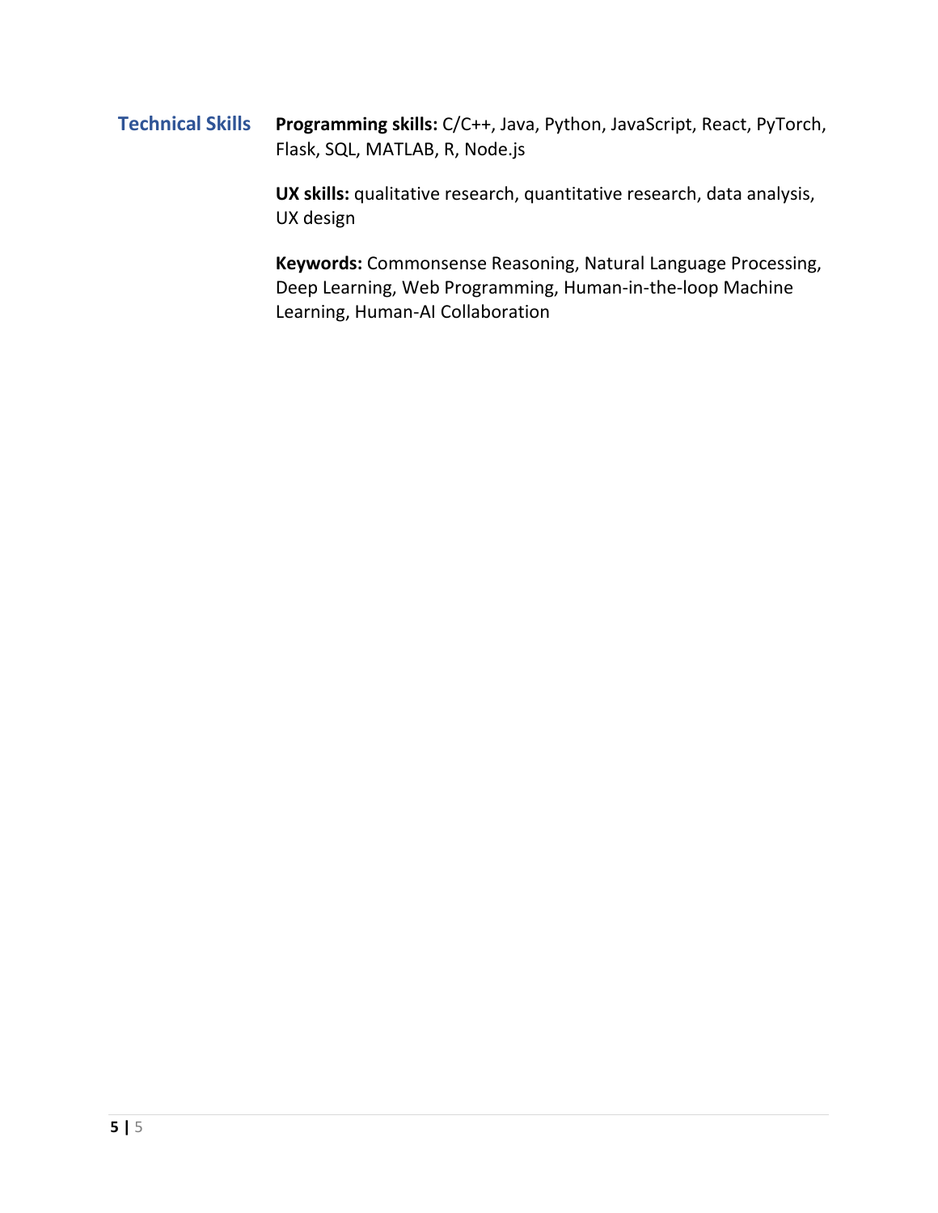## Technical Skills

**Programming skills:** C/C++, Java, Python, JavaScript, React, PyTorch, Flask, SQL, MATLAB, R, Node.js

**UX skills:** qualitative research, quantitative research, data analysis, UX design

**Keywords:** Commonsense Reasoning, Natural Language Processing, Deep Learning, Web Programming, Human-in-the-loop Machine Learning, Human-AI Collaboration